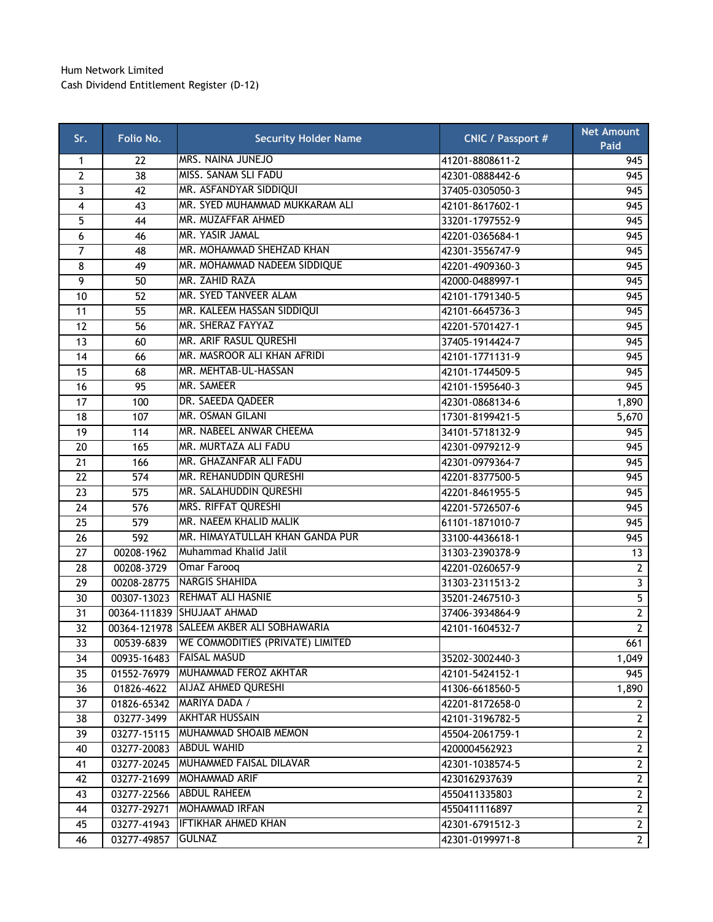Hum Network Limited
Cash Dividend Entitlement Register (D-12)

| Sr. | Folio No. | Security Holder Name | CNIC / Passport # | Net Amount Paid |
|---|---|---|---|---|
| 1 | 22 | MRS. NAINA JUNEJO | 41201-8808611-2 | 945 |
| 2 | 38 | MISS. SANAM SLI FADU | 42301-0888442-6 | 945 |
| 3 | 42 | MR. ASFANDYAR SIDDIQUI | 37405-0305050-3 | 945 |
| 4 | 43 | MR. SYED MUHAMMAD MUKKARAM ALI | 42101-8617602-1 | 945 |
| 5 | 44 | MR. MUZAFFAR AHMED | 33201-1797552-9 | 945 |
| 6 | 46 | MR. YASIR JAMAL | 42201-0365684-1 | 945 |
| 7 | 48 | MR. MOHAMMAD SHEHZAD KHAN | 42301-3556747-9 | 945 |
| 8 | 49 | MR. MOHAMMAD NADEEM SIDDIQUE | 42201-4909360-3 | 945 |
| 9 | 50 | MR. ZAHID RAZA | 42000-0488997-1 | 945 |
| 10 | 52 | MR. SYED TANVEER ALAM | 42101-1791340-5 | 945 |
| 11 | 55 | MR. KALEEM HASSAN SIDDIQUI | 42101-6645736-3 | 945 |
| 12 | 56 | MR. SHERAZ FAYYAZ | 42201-5701427-1 | 945 |
| 13 | 60 | MR. ARIF RASUL QURESHI | 37405-1914424-7 | 945 |
| 14 | 66 | MR. MASROOR ALI KHAN AFRIDI | 42101-1771131-9 | 945 |
| 15 | 68 | MR. MEHTAB-UL-HASSAN | 42101-1744509-5 | 945 |
| 16 | 95 | MR. SAMEER | 42101-1595640-3 | 945 |
| 17 | 100 | DR. SAEEDA QADEER | 42301-0868134-6 | 1,890 |
| 18 | 107 | MR. OSMAN GILANI | 17301-8199421-5 | 5,670 |
| 19 | 114 | MR. NABEEL ANWAR CHEEMA | 34101-5718132-9 | 945 |
| 20 | 165 | MR. MURTAZA ALI FADU | 42301-0979212-9 | 945 |
| 21 | 166 | MR. GHAZANFAR ALI FADU | 42301-0979364-7 | 945 |
| 22 | 574 | MR. REHANUDDIN QURESHI | 42201-8377500-5 | 945 |
| 23 | 575 | MR. SALAHUDDIN QURESHI | 42201-8461955-5 | 945 |
| 24 | 576 | MRS. RIFFAT QURESHI | 42201-5726507-6 | 945 |
| 25 | 579 | MR. NAEEM KHALID MALIK | 61101-1871010-7 | 945 |
| 26 | 592 | MR. HIMAYATULLAH KHAN GANDA PUR | 33100-4436618-1 | 945 |
| 27 | 00208-1962 | Muhammad Khalid Jalil | 31303-2390378-9 | 13 |
| 28 | 00208-3729 | Omar Farooq | 42201-0260657-9 | 2 |
| 29 | 00208-28775 | NARGIS SHAHIDA | 31303-2311513-2 | 3 |
| 30 | 00307-13023 | REHMAT ALI HASNIE | 35201-2467510-3 | 5 |
| 31 | 00364-111839 | SHUJAAT AHMAD | 37406-3934864-9 | 2 |
| 32 | 00364-121978 | SALEEM AKBER ALI SOBHAWARIA | 42101-1604532-7 | 2 |
| 33 | 00539-6839 | WE COMMODITIES (PRIVATE) LIMITED | | 661 |
| 34 | 00935-16483 | FAISAL MASUD | 35202-3002440-3 | 1,049 |
| 35 | 01552-76979 | MUHAMMAD FEROZ AKHTAR | 42101-5424152-1 | 945 |
| 36 | 01826-4622 | AIJAZ AHMED QURESHI | 41306-6618560-5 | 1,890 |
| 37 | 01826-65342 | MARIYA DADA / | 42201-8172658-0 | 2 |
| 38 | 03277-3499 | AKHTAR HUSSAIN | 42101-3196782-5 | 2 |
| 39 | 03277-15115 | MUHAMMAD SHOAIB MEMON | 45504-2061759-1 | 2 |
| 40 | 03277-20083 | ABDUL WAHID | 4200004562923 | 2 |
| 41 | 03277-20245 | MUHAMMED FAISAL DILAVAR | 42301-1038574-5 | 2 |
| 42 | 03277-21699 | MOHAMMAD ARIF | 4230162937639 | 2 |
| 43 | 03277-22566 | ABDUL RAHEEM | 4550411335803 | 2 |
| 44 | 03277-29271 | MOHAMMAD IRFAN | 4550411116897 | 2 |
| 45 | 03277-41943 | IFTIKHAR AHMED KHAN | 42301-6791512-3 | 2 |
| 46 | 03277-49857 | GULNAZ | 42301-0199971-8 | 2 |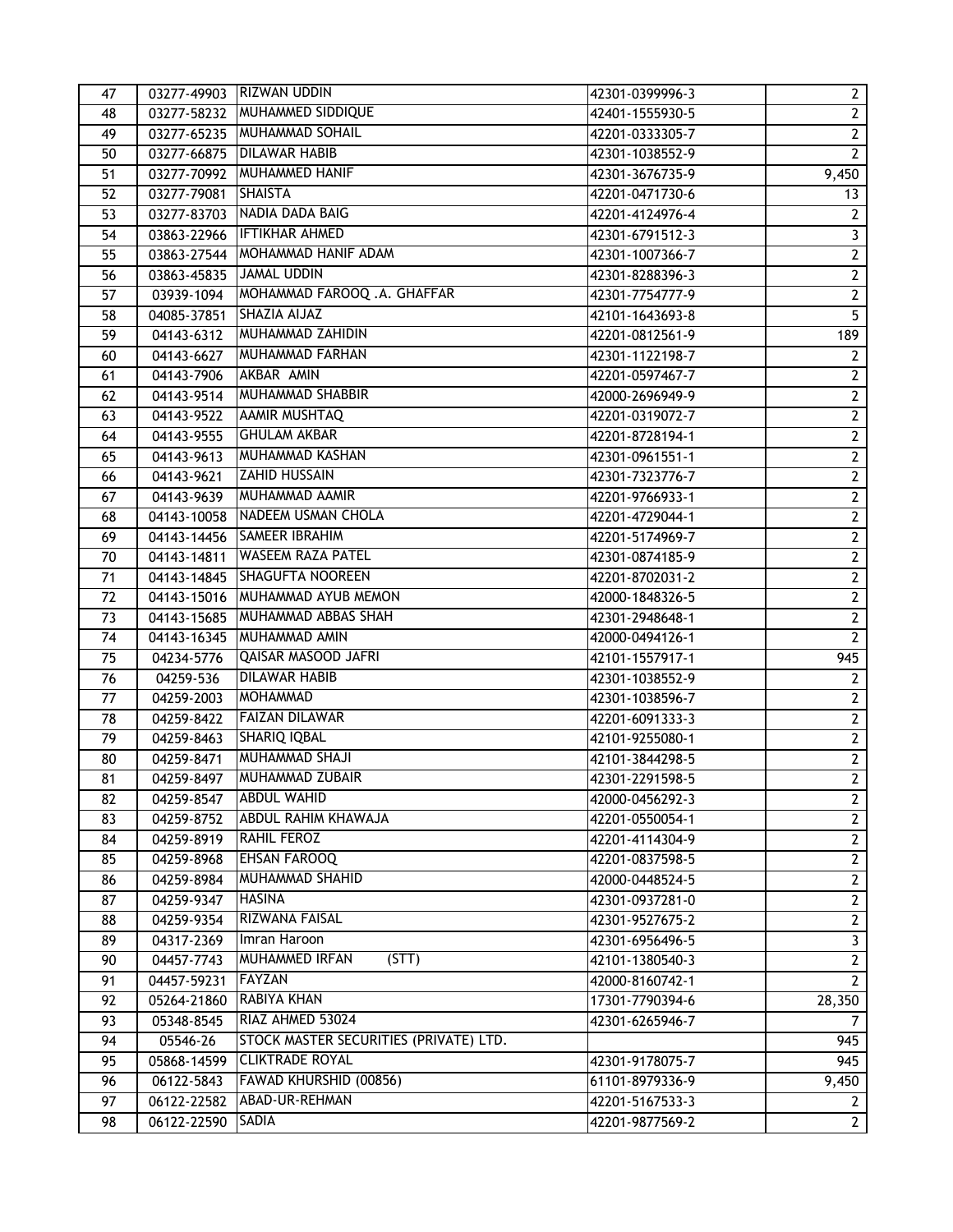| 47 | 03277-49903 | RIZWAN UDDIN | 42301-0399996-3 | 2 |
|---|---|---|---|---|
| 48 | 03277-58232 | MUHAMMED SIDDIQUE | 42401-1555930-5 | 2 |
| 49 | 03277-65235 | MUHAMMAD SOHAIL | 42201-0333305-7 | 2 |
| 50 | 03277-66875 | DILAWAR HABIB | 42301-1038552-9 | 2 |
| 51 | 03277-70992 | MUHAMMED HANIF | 42301-3676735-9 | 9,450 |
| 52 | 03277-79081 | SHAISTA | 42201-0471730-6 | 13 |
| 53 | 03277-83703 | NADIA DADA BAIG | 42201-4124976-4 | 2 |
| 54 | 03863-22966 | IFTIKHAR AHMED | 42301-6791512-3 | 3 |
| 55 | 03863-27544 | MOHAMMAD HANIF ADAM | 42301-1007366-7 | 2 |
| 56 | 03863-45835 | JAMAL UDDIN | 42301-8288396-3 | 2 |
| 57 | 03939-1094 | MOHAMMAD FAROOQ .A. GHAFFAR | 42301-7754777-9 | 2 |
| 58 | 04085-37851 | SHAZIA AIJAZ | 42101-1643693-8 | 5 |
| 59 | 04143-6312 | MUHAMMAD ZAHIDIN | 42201-0812561-9 | 189 |
| 60 | 04143-6627 | MUHAMMAD FARHAN | 42301-1122198-7 | 2 |
| 61 | 04143-7906 | AKBAR AMIN | 42201-0597467-7 | 2 |
| 62 | 04143-9514 | MUHAMMAD SHABBIR | 42000-2696949-9 | 2 |
| 63 | 04143-9522 | AAMIR MUSHTAQ | 42201-0319072-7 | 2 |
| 64 | 04143-9555 | GHULAM AKBAR | 42201-8728194-1 | 2 |
| 65 | 04143-9613 | MUHAMMAD KASHAN | 42301-0961551-1 | 2 |
| 66 | 04143-9621 | ZAHID HUSSAIN | 42301-7323776-7 | 2 |
| 67 | 04143-9639 | MUHAMMAD AAMIR | 42201-9766933-1 | 2 |
| 68 | 04143-10058 | NADEEM USMAN CHOLA | 42201-4729044-1 | 2 |
| 69 | 04143-14456 | SAMEER IBRAHIM | 42201-5174969-7 | 2 |
| 70 | 04143-14811 | WASEEM RAZA PATEL | 42301-0874185-9 | 2 |
| 71 | 04143-14845 | SHAGUFTA NOOREEN | 42201-8702031-2 | 2 |
| 72 | 04143-15016 | MUHAMMAD AYUB MEMON | 42000-1848326-5 | 2 |
| 73 | 04143-15685 | MUHAMMAD ABBAS SHAH | 42301-2948648-1 | 2 |
| 74 | 04143-16345 | MUHAMMAD AMIN | 42000-0494126-1 | 2 |
| 75 | 04234-5776 | QAISAR MASOOD JAFRI | 42101-1557917-1 | 945 |
| 76 | 04259-536 | DILAWAR HABIB | 42301-1038552-9 | 2 |
| 77 | 04259-2003 | MOHAMMAD | 42301-1038596-7 | 2 |
| 78 | 04259-8422 | FAIZAN DILAWAR | 42201-6091333-3 | 2 |
| 79 | 04259-8463 | SHARIQ IQBAL | 42101-9255080-1 | 2 |
| 80 | 04259-8471 | MUHAMMAD SHAJI | 42101-3844298-5 | 2 |
| 81 | 04259-8497 | MUHAMMAD ZUBAIR | 42301-2291598-5 | 2 |
| 82 | 04259-8547 | ABDUL WAHID | 42000-0456292-3 | 2 |
| 83 | 04259-8752 | ABDUL RAHIM KHAWAJA | 42201-0550054-1 | 2 |
| 84 | 04259-8919 | RAHIL FEROZ | 42201-4114304-9 | 2 |
| 85 | 04259-8968 | EHSAN FAROOQ | 42201-0837598-5 | 2 |
| 86 | 04259-8984 | MUHAMMAD SHAHID | 42000-0448524-5 | 2 |
| 87 | 04259-9347 | HASINA | 42301-0937281-0 | 2 |
| 88 | 04259-9354 | RIZWANA FAISAL | 42301-9527675-2 | 2 |
| 89 | 04317-2369 | Imran Haroon | 42301-6956496-5 | 3 |
| 90 | 04457-7743 | MUHAMMED IRFAN (STT) | 42101-1380540-3 | 2 |
| 91 | 04457-59231 | FAYZAN | 42000-8160742-1 | 2 |
| 92 | 05264-21860 | RABIYA KHAN | 17301-7790394-6 | 28,350 |
| 93 | 05348-8545 | RIAZ AHMED 53024 | 42301-6265946-7 | 7 |
| 94 | 05546-26 | STOCK MASTER SECURITIES (PRIVATE) LTD. | | 945 |
| 95 | 05868-14599 | CLIKTRADE ROYAL | 42301-9178075-7 | 945 |
| 96 | 06122-5843 | FAWAD KHURSHID (00856) | 61101-8979336-9 | 9,450 |
| 97 | 06122-22582 | ABAD-UR-REHMAN | 42201-5167533-3 | 2 |
| 98 | 06122-22590 | SADIA | 42201-9877569-2 | 2 |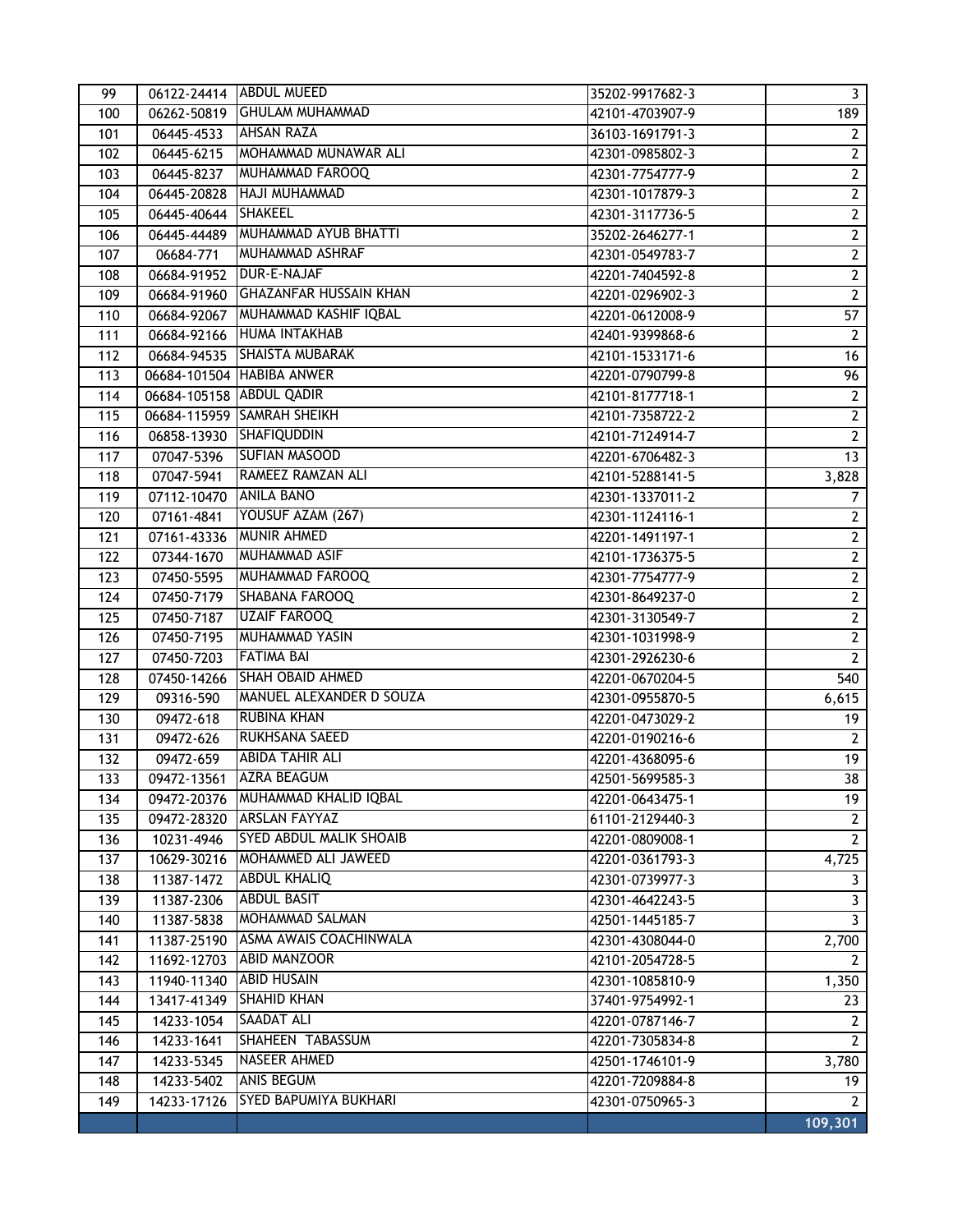| | | | | |
|---|---|---|---|---|
| 99 | 06122-24414 | ABDUL MUEED | 35202-9917682-3 | 3 |
| 100 | 06262-50819 | GHULAM MUHAMMAD | 42101-4703907-9 | 189 |
| 101 | 06445-4533 | AHSAN RAZA | 36103-1691791-3 | 2 |
| 102 | 06445-6215 | MOHAMMAD MUNAWAR ALI | 42301-0985802-3 | 2 |
| 103 | 06445-8237 | MUHAMMAD FAROOQ | 42301-7754777-9 | 2 |
| 104 | 06445-20828 | HAJI MUHAMMAD | 42301-1017879-3 | 2 |
| 105 | 06445-40644 | SHAKEEL | 42301-3117736-5 | 2 |
| 106 | 06445-44489 | MUHAMMAD AYUB BHATTI | 35202-2646277-1 | 2 |
| 107 | 06684-771 | MUHAMMAD ASHRAF | 42301-0549783-7 | 2 |
| 108 | 06684-91952 | DUR-E-NAJAF | 42201-7404592-8 | 2 |
| 109 | 06684-91960 | GHAZANFAR HUSSAIN KHAN | 42201-0296902-3 | 2 |
| 110 | 06684-92067 | MUHAMMAD KASHIF IQBAL | 42201-0612008-9 | 57 |
| 111 | 06684-92166 | HUMA INTAKHAB | 42401-9399868-6 | 2 |
| 112 | 06684-94535 | SHAISTA MUBARAK | 42101-1533171-6 | 16 |
| 113 | 06684-101504 | HABIBA ANWER | 42201-0790799-8 | 96 |
| 114 | 06684-105158 | ABDUL QADIR | 42101-8177718-1 | 2 |
| 115 | 06684-115959 | SAMRAH SHEIKH | 42101-7358722-2 | 2 |
| 116 | 06858-13930 | SHAFIQUDDIN | 42101-7124914-7 | 2 |
| 117 | 07047-5396 | SUFIAN MASOOD | 42201-6706482-3 | 13 |
| 118 | 07047-5941 | RAMEEZ RAMZAN ALI | 42101-5288141-5 | 3,828 |
| 119 | 07112-10470 | ANILA BANO | 42301-1337011-2 | 7 |
| 120 | 07161-4841 | YOUSUF AZAM (267) | 42301-1124116-1 | 2 |
| 121 | 07161-43336 | MUNIR AHMED | 42201-1491197-1 | 2 |
| 122 | 07344-1670 | MUHAMMAD ASIF | 42101-1736375-5 | 2 |
| 123 | 07450-5595 | MUHAMMAD FAROOQ | 42301-7754777-9 | 2 |
| 124 | 07450-7179 | SHABANA FAROOQ | 42301-8649237-0 | 2 |
| 125 | 07450-7187 | UZAIF FAROOQ | 42301-3130549-7 | 2 |
| 126 | 07450-7195 | MUHAMMAD YASIN | 42301-1031998-9 | 2 |
| 127 | 07450-7203 | FATIMA BAI | 42301-2926230-6 | 2 |
| 128 | 07450-14266 | SHAH OBAID AHMED | 42201-0670204-5 | 540 |
| 129 | 09316-590 | MANUEL ALEXANDER D SOUZA | 42301-0955870-5 | 6,615 |
| 130 | 09472-618 | RUBINA KHAN | 42201-0473029-2 | 19 |
| 131 | 09472-626 | RUKHSANA SAEED | 42201-0190216-6 | 2 |
| 132 | 09472-659 | ABIDA TAHIR ALI | 42201-4368095-6 | 19 |
| 133 | 09472-13561 | AZRA BEAGUM | 42501-5699585-3 | 38 |
| 134 | 09472-20376 | MUHAMMAD KHALID IQBAL | 42201-0643475-1 | 19 |
| 135 | 09472-28320 | ARSLAN FAYYAZ | 61101-2129440-3 | 2 |
| 136 | 10231-4946 | SYED ABDUL MALIK SHOAIB | 42201-0809008-1 | 2 |
| 137 | 10629-30216 | MOHAMMED ALI JAWEED | 42201-0361793-3 | 4,725 |
| 138 | 11387-1472 | ABDUL KHALIQ | 42301-0739977-3 | 3 |
| 139 | 11387-2306 | ABDUL BASIT | 42301-4642243-5 | 3 |
| 140 | 11387-5838 | MOHAMMAD SALMAN | 42501-1445185-7 | 3 |
| 141 | 11387-25190 | ASMA AWAIS COACHINWALA | 42301-4308044-0 | 2,700 |
| 142 | 11692-12703 | ABID MANZOOR | 42101-2054728-5 | 2 |
| 143 | 11940-11340 | ABID HUSAIN | 42301-1085810-9 | 1,350 |
| 144 | 13417-41349 | SHAHID KHAN | 37401-9754992-1 | 23 |
| 145 | 14233-1054 | SAADAT ALI | 42201-0787146-7 | 2 |
| 146 | 14233-1641 | SHAHEEN TABASSUM | 42201-7305834-8 | 2 |
| 147 | 14233-5345 | NASEER AHMED | 42501-1746101-9 | 3,780 |
| 148 | 14233-5402 | ANIS BEGUM | 42201-7209884-8 | 19 |
| 149 | 14233-17126 | SYED BAPUMIYA BUKHARI | 42301-0750965-3 | 2 |
| | | | | 109,301 |